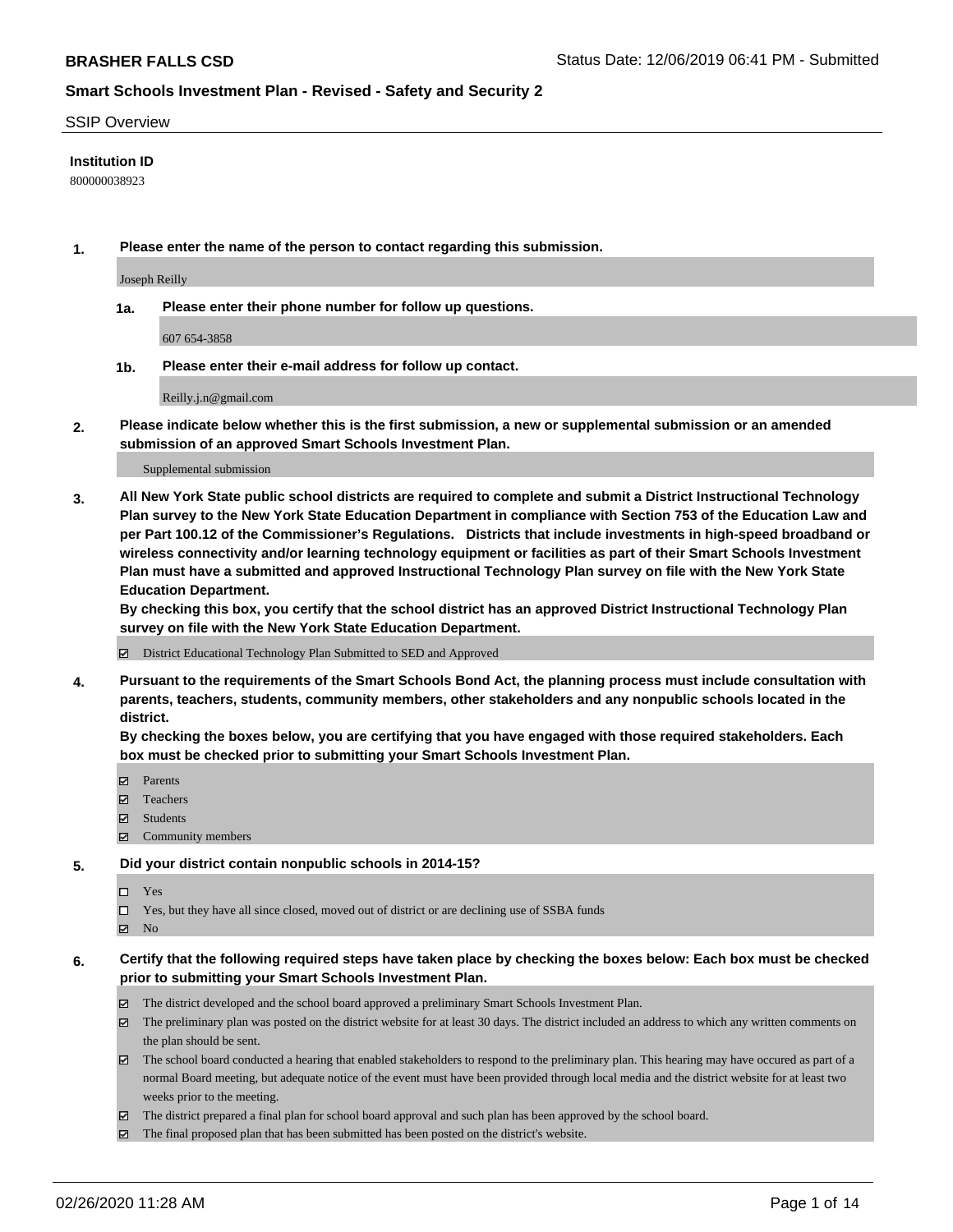## SSIP Overview

**Institution ID**

800000038923

**1. Please enter the name of the person to contact regarding this submission.**

Joseph Reilly

**1a. Please enter their phone number for follow up questions.**

607 654-3858

**1b. Please enter their e-mail address for follow up contact.**

Reilly.j.n@gmail.com

**2. Please indicate below whether this is the first submission, a new or supplemental submission or an amended submission of an approved Smart Schools Investment Plan.**

Supplemental submission

**3. All New York State public school districts are required to complete and submit a District Instructional Technology Plan survey to the New York State Education Department in compliance with Section 753 of the Education Law and per Part 100.12 of the Commissioner's Regulations. Districts that include investments in high-speed broadband or wireless connectivity and/or learning technology equipment or facilities as part of their Smart Schools Investment Plan must have a submitted and approved Instructional Technology Plan survey on file with the New York State Education Department.**
**By checking this box, you certify that the school district has an approved District Instructional Technology Plan survey on file with the New York State Education Department.**

- ☑ District Educational Technology Plan Submitted to SED and Approved

**4. Pursuant to the requirements of the Smart Schools Bond Act, the planning process must include consultation with parents, teachers, students, community members, other stakeholders and any nonpublic schools located in the district.**
**By checking the boxes below, you are certifying that you have engaged with those required stakeholders. Each box must be checked prior to submitting your Smart Schools Investment Plan.**

- ☑ Parents
- ☑ Teachers
- ☑ Students
- ☑ Community members

**5. Did your district contain nonpublic schools in 2014-15?**

- ☐ Yes
- ☐ Yes, but they have all since closed, moved out of district or are declining use of SSBA funds
- ☑ No

**6. Certify that the following required steps have taken place by checking the boxes below: Each box must be checked prior to submitting your Smart Schools Investment Plan.**

- ☑ The district developed and the school board approved a preliminary Smart Schools Investment Plan.
- ☑ The preliminary plan was posted on the district website for at least 30 days. The district included an address to which any written comments on the plan should be sent.
- ☑ The school board conducted a hearing that enabled stakeholders to respond to the preliminary plan. This hearing may have occured as part of a normal Board meeting, but adequate notice of the event must have been provided through local media and the district website for at least two weeks prior to the meeting.
- ☑ The district prepared a final plan for school board approval and such plan has been approved by the school board.
- ☑ The final proposed plan that has been submitted has been posted on the district's website.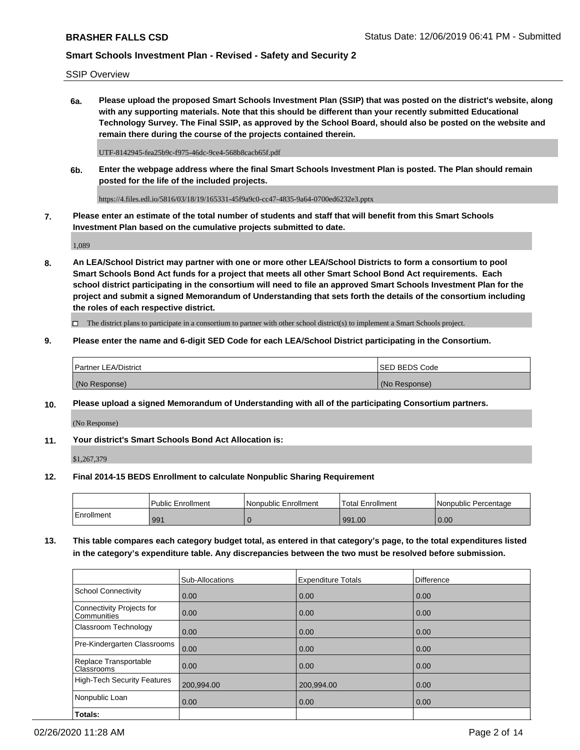SSIP Overview

**6a. Please upload the proposed Smart Schools Investment Plan (SSIP) that was posted on the district's website, along with any supporting materials. Note that this should be different than your recently submitted Educational Technology Survey. The Final SSIP, as approved by the School Board, should also be posted on the website and remain there during the course of the projects contained therein.**

UTF-8142945-fea25b9c-f975-46dc-9ce4-568b8cacb65f.pdf

**6b. Enter the webpage address where the final Smart Schools Investment Plan is posted. The Plan should remain posted for the life of the included projects.**

https://4.files.edl.io/5816/03/18/19/165331-45f9a9c0-cc47-4835-9a64-0700ed6232e3.pptx

**7. Please enter an estimate of the total number of students and staff that will benefit from this Smart Schools Investment Plan based on the cumulative projects submitted to date.**

1,089

**8. An LEA/School District may partner with one or more other LEA/School Districts to form a consortium to pool Smart Schools Bond Act funds for a project that meets all other Smart School Bond Act requirements. Each school district participating in the consortium will need to file an approved Smart Schools Investment Plan for the project and submit a signed Memorandum of Understanding that sets forth the details of the consortium including the roles of each respective district.**

☐ The district plans to participate in a consortium to partner with other school district(s) to implement a Smart Schools project.

**9. Please enter the name and 6-digit SED Code for each LEA/School District participating in the Consortium.**

| Partner LEA/District | SED BEDS Code |
|---|---|
| (No Response) | (No Response) |

**10. Please upload a signed Memorandum of Understanding with all of the participating Consortium partners.**

(No Response)

**11. Your district's Smart Schools Bond Act Allocation is:**

$1,267,379

**12. Final 2014-15 BEDS Enrollment to calculate Nonpublic Sharing Requirement**

| | Public Enrollment | Nonpublic Enrollment | Total Enrollment | Nonpublic Percentage |
|---|---|---|---|---|
| Enrollment | 991 | 0 | 991.00 | 0.00 |

**13. This table compares each category budget total, as entered in that category's page, to the total expenditures listed in the category's expenditure table. Any discrepancies between the two must be resolved before submission.**

| | Sub-Allocations | Expenditure Totals | Difference |
|---|---|---|---|
| School Connectivity | 0.00 | 0.00 | 0.00 |
| Connectivity Projects for Communities | 0.00 | 0.00 | 0.00 |
| Classroom Technology | 0.00 | 0.00 | 0.00 |
| Pre-Kindergarten Classrooms | 0.00 | 0.00 | 0.00 |
| Replace Transportable Classrooms | 0.00 | 0.00 | 0.00 |
| High-Tech Security Features | 200,994.00 | 200,994.00 | 0.00 |
| Nonpublic Loan | 0.00 | 0.00 | 0.00 |
| **Totals:** | | | |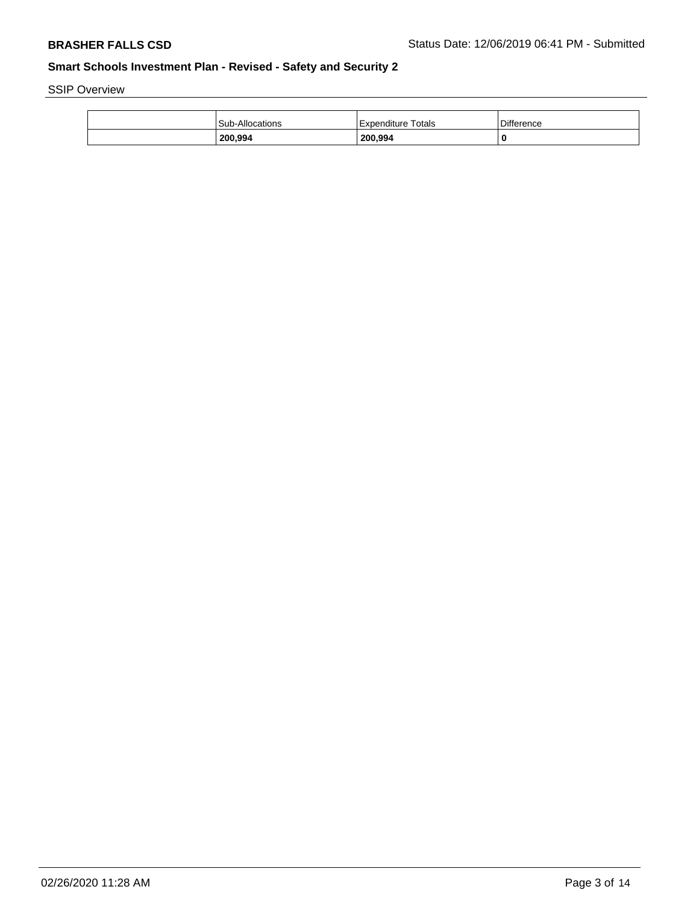**BRASHER FALLS CSD**

Status Date: 12/06/2019 06:41 PM - Submitted

## Smart Schools Investment Plan - Revised - Safety and Security 2

SSIP Overview

| | Sub-Allocations | Expenditure Totals | Difference |
|---|---|---|---|
| | **200,994** | **200,994** | **0** |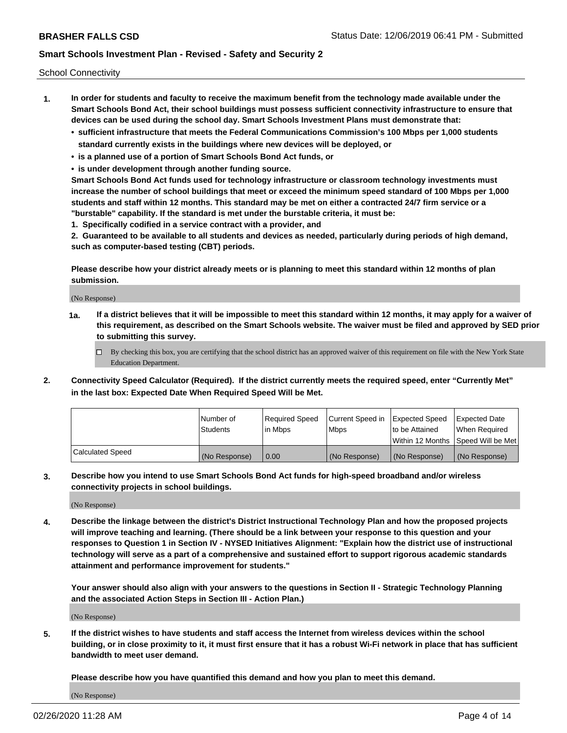School Connectivity

1. **In order for students and faculty to receive the maximum benefit from the technology made available under the Smart Schools Bond Act, their school buildings must possess sufficient connectivity infrastructure to ensure that devices can be used during the school day. Smart Schools Investment Plans must demonstrate that:**
   - **sufficient infrastructure that meets the Federal Communications Commission's 100 Mbps per 1,000 students standard currently exists in the buildings where new devices will be deployed, or**
   - **is a planned use of a portion of Smart Schools Bond Act funds, or**
   - **is under development through another funding source.**

   **Smart Schools Bond Act funds used for technology infrastructure or classroom technology investments must increase the number of school buildings that meet or exceed the minimum speed standard of 100 Mbps per 1,000 students and staff within 12 months. This standard may be met on either a contracted 24/7 firm service or a "burstable" capability. If the standard is met under the burstable criteria, it must be:**

   **1. Specifically codified in a service contract with a provider, and**

   **2. Guaranteed to be available to all students and devices as needed, particularly during periods of high demand, such as computer-based testing (CBT) periods.**

   **Please describe how your district already meets or is planning to meet this standard within 12 months of plan submission.**

   (No Response)

   **1a. If a district believes that it will be impossible to meet this standard within 12 months, it may apply for a waiver of this requirement, as described on the Smart Schools website. The waiver must be filed and approved by SED prior to submitting this survey.**

   ☐ By checking this box, you are certifying that the school district has an approved waiver of this requirement on file with the New York State Education Department.

2. **Connectivity Speed Calculator (Required). If the district currently meets the required speed, enter "Currently Met" in the last box: Expected Date When Required Speed Will be Met.**

| | Number of Students | Required Speed in Mbps | Current Speed in Mbps | Expected Speed to be Attained Within 12 Months | Expected Date When Required Speed Will be Met |
|---|---|---|---|---|---|
| Calculated Speed | (No Response) | 0.00 | (No Response) | (No Response) | (No Response) |

3. **Describe how you intend to use Smart Schools Bond Act funds for high-speed broadband and/or wireless connectivity projects in school buildings.**

   (No Response)

4. **Describe the linkage between the district's District Instructional Technology Plan and how the proposed projects will improve teaching and learning. (There should be a link between your response to this question and your responses to Question 1 in Section IV - NYSED Initiatives Alignment: "Explain how the district use of instructional technology will serve as a part of a comprehensive and sustained effort to support rigorous academic standards attainment and performance improvement for students."**

   **Your answer should also align with your answers to the questions in Section II - Strategic Technology Planning and the associated Action Steps in Section III - Action Plan.)**

   (No Response)

5. **If the district wishes to have students and staff access the Internet from wireless devices within the school building, or in close proximity to it, it must first ensure that it has a robust Wi-Fi network in place that has sufficient bandwidth to meet user demand.**

   **Please describe how you have quantified this demand and how you plan to meet this demand.**

   (No Response)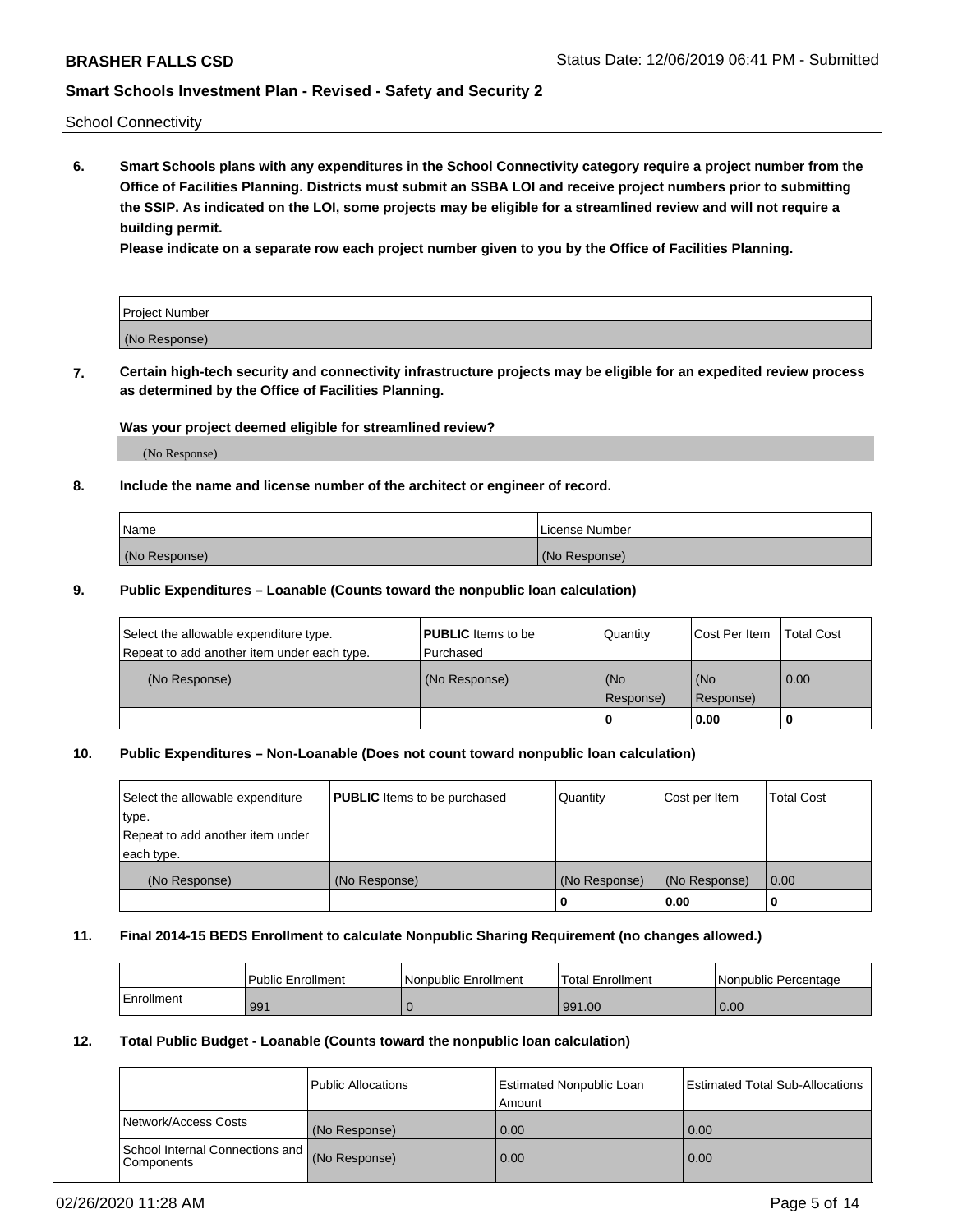School Connectivity

**6. Smart Schools plans with any expenditures in the School Connectivity category require a project number from the Office of Facilities Planning. Districts must submit an SSBA LOI and receive project numbers prior to submitting the SSIP. As indicated on the LOI, some projects may be eligible for a streamlined review and will not require a building permit.**

**Please indicate on a separate row each project number given to you by the Office of Facilities Planning.**

| Project Number |
|---|
| (No Response) |

**7. Certain high-tech security and connectivity infrastructure projects may be eligible for an expedited review process as determined by the Office of Facilities Planning.**

**Was your project deemed eligible for streamlined review?**

(No Response)

**8. Include the name and license number of the architect or engineer of record.**

| Name | License Number |
|---|---|
| (No Response) | (No Response) |

**9. Public Expenditures – Loanable (Counts toward the nonpublic loan calculation)**

| Select the allowable expenditure type. Repeat to add another item under each type. | **PUBLIC** Items to be Purchased | Quantity | Cost Per Item | Total Cost |
|---|---|---|---|---|
| (No Response) | (No Response) | (No Response) | (No Response) | 0.00 |
| | | 0 | 0.00 | 0 |

**10. Public Expenditures – Non-Loanable (Does not count toward nonpublic loan calculation)**

| Select the allowable expenditure type. Repeat to add another item under each type. | **PUBLIC** Items to be purchased | Quantity | Cost per Item | Total Cost |
|---|---|---|---|---|
| (No Response) | (No Response) | (No Response) | (No Response) | 0.00 |
| | | 0 | 0.00 | 0 |

**11. Final 2014-15 BEDS Enrollment to calculate Nonpublic Sharing Requirement (no changes allowed.)**

| | Public Enrollment | Nonpublic Enrollment | Total Enrollment | Nonpublic Percentage |
|---|---|---|---|---|
| Enrollment | 991 | 0 | 991.00 | 0.00 |

**12. Total Public Budget - Loanable (Counts toward the nonpublic loan calculation)**

| | Public Allocations | Estimated Nonpublic Loan Amount | Estimated Total Sub-Allocations |
|---|---|---|---|
| Network/Access Costs | (No Response) | 0.00 | 0.00 |
| School Internal Connections and Components | (No Response) | 0.00 | 0.00 |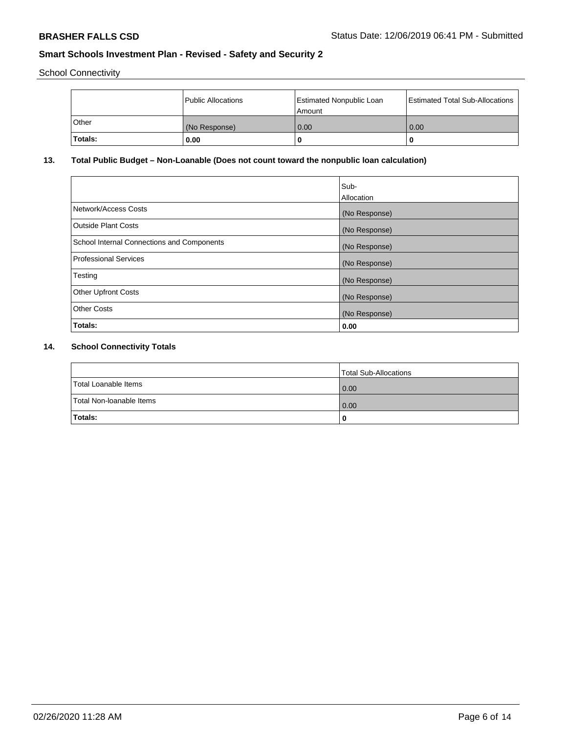School Connectivity

| | Public Allocations | Estimated Nonpublic Loan Amount | Estimated Total Sub-Allocations |
|---|---|---|---|
| Other | (No Response) | 0.00 | 0.00 |
| **Totals:** | **0.00** | **0** | **0** |

## 13. Total Public Budget – Non-Loanable (Does not count toward the nonpublic loan calculation)

| | Sub-Allocation |
|---|---|
| Network/Access Costs | (No Response) |
| Outside Plant Costs | (No Response) |
| School Internal Connections and Components | (No Response) |
| Professional Services | (No Response) |
| Testing | (No Response) |
| Other Upfront Costs | (No Response) |
| Other Costs | (No Response) |
| **Totals:** | **0.00** |

## 14. School Connectivity Totals

| | Total Sub-Allocations |
|---|---|
| Total Loanable Items | 0.00 |
| Total Non-loanable Items | 0.00 |
| **Totals:** | **0** |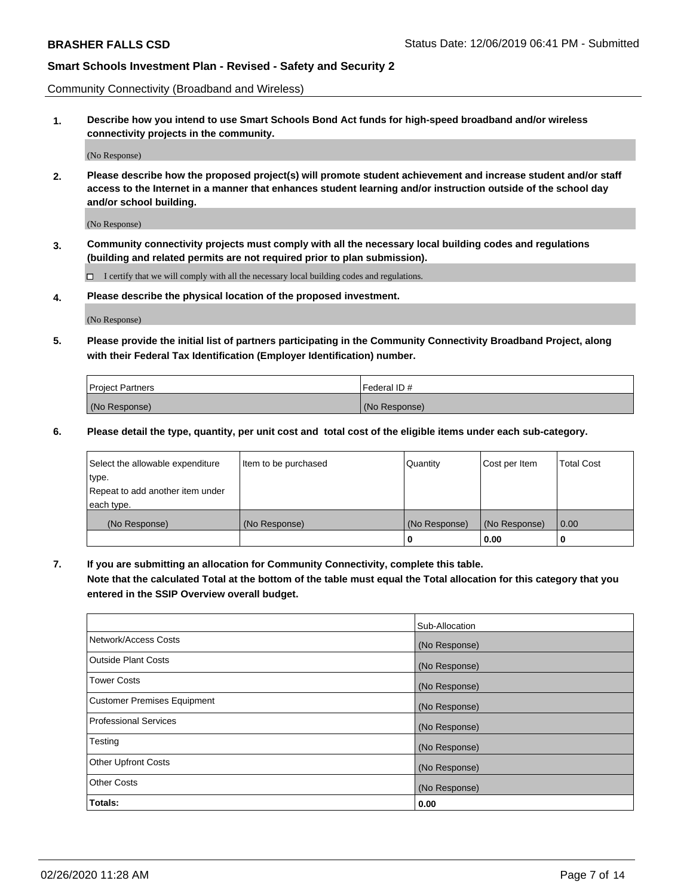Community Connectivity (Broadband and Wireless)

**1. Describe how you intend to use Smart Schools Bond Act funds for high-speed broadband and/or wireless connectivity projects in the community.**

(No Response)

**2. Please describe how the proposed project(s) will promote student achievement and increase student and/or staff access to the Internet in a manner that enhances student learning and/or instruction outside of the school day and/or school building.**

(No Response)

**3. Community connectivity projects must comply with all the necessary local building codes and regulations (building and related permits are not required prior to plan submission).**

☐ I certify that we will comply with all the necessary local building codes and regulations.

**4. Please describe the physical location of the proposed investment.**

(No Response)

**5. Please provide the initial list of partners participating in the Community Connectivity Broadband Project, along with their Federal Tax Identification (Employer Identification) number.**

| Project Partners | Federal ID # |
|---|---|
| (No Response) | (No Response) |

**6. Please detail the type, quantity, per unit cost and total cost of the eligible items under each sub-category.**

| Select the allowable expenditure type. Repeat to add another item under each type. | Item to be purchased | Quantity | Cost per Item | Total Cost |
|---|---|---|---|---|
| (No Response) | (No Response) | (No Response) | (No Response) | 0.00 |
| | | **0** | **0.00** | **0** |

**7. If you are submitting an allocation for Community Connectivity, complete this table. Note that the calculated Total at the bottom of the table must equal the Total allocation for this category that you entered in the SSIP Overview overall budget.**

| | Sub-Allocation |
|---|---|
| Network/Access Costs | (No Response) |
| Outside Plant Costs | (No Response) |
| Tower Costs | (No Response) |
| Customer Premises Equipment | (No Response) |
| Professional Services | (No Response) |
| Testing | (No Response) |
| Other Upfront Costs | (No Response) |
| Other Costs | (No Response) |
| **Totals:** | **0.00** |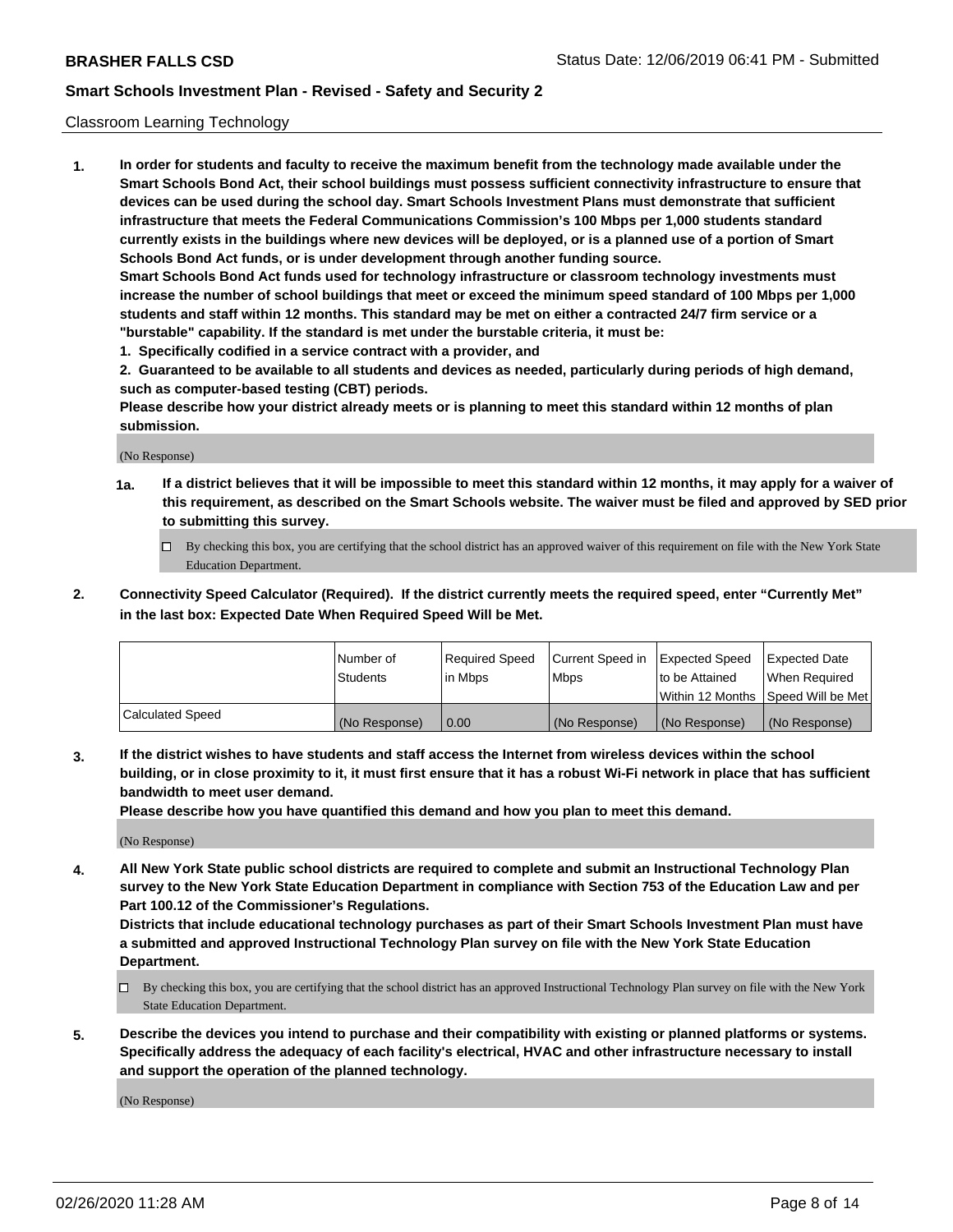Classroom Learning Technology

1. **In order for students and faculty to receive the maximum benefit from the technology made available under the Smart Schools Bond Act, their school buildings must possess sufficient connectivity infrastructure to ensure that devices can be used during the school day. Smart Schools Investment Plans must demonstrate that sufficient infrastructure that meets the Federal Communications Commission's 100 Mbps per 1,000 students standard currently exists in the buildings where new devices will be deployed, or is a planned use of a portion of Smart Schools Bond Act funds, or is under development through another funding source.**
**Smart Schools Bond Act funds used for technology infrastructure or classroom technology investments must increase the number of school buildings that meet or exceed the minimum speed standard of 100 Mbps per 1,000 students and staff within 12 months. This standard may be met on either a contracted 24/7 firm service or a "burstable" capability. If the standard is met under the burstable criteria, it must be:**
**1. Specifically codified in a service contract with a provider, and**
**2. Guaranteed to be available to all students and devices as needed, particularly during periods of high demand, such as computer-based testing (CBT) periods.**
**Please describe how your district already meets or is planning to meet this standard within 12 months of plan submission.**

(No Response)

**1a. If a district believes that it will be impossible to meet this standard within 12 months, it may apply for a waiver of this requirement, as described on the Smart Schools website. The waiver must be filed and approved by SED prior to submitting this survey.**

☐ By checking this box, you are certifying that the school district has an approved waiver of this requirement on file with the New York State Education Department.

2. **Connectivity Speed Calculator (Required). If the district currently meets the required speed, enter "Currently Met" in the last box: Expected Date When Required Speed Will be Met.**

| | Number of Students | Required Speed in Mbps | Current Speed in Mbps | Expected Speed to be Attained Within 12 Months | Expected Date When Required Speed Will be Met |
|---|---|---|---|---|---|
| Calculated Speed | (No Response) | 0.00 | (No Response) | (No Response) | (No Response) |

3. **If the district wishes to have students and staff access the Internet from wireless devices within the school building, or in close proximity to it, it must first ensure that it has a robust Wi-Fi network in place that has sufficient bandwidth to meet user demand.**
**Please describe how you have quantified this demand and how you plan to meet this demand.**

(No Response)

4. **All New York State public school districts are required to complete and submit an Instructional Technology Plan survey to the New York State Education Department in compliance with Section 753 of the Education Law and per Part 100.12 of the Commissioner's Regulations.**
**Districts that include educational technology purchases as part of their Smart Schools Investment Plan must have a submitted and approved Instructional Technology Plan survey on file with the New York State Education Department.**

☐ By checking this box, you are certifying that the school district has an approved Instructional Technology Plan survey on file with the New York State Education Department.

5. **Describe the devices you intend to purchase and their compatibility with existing or planned platforms or systems. Specifically address the adequacy of each facility's electrical, HVAC and other infrastructure necessary to install and support the operation of the planned technology.**

(No Response)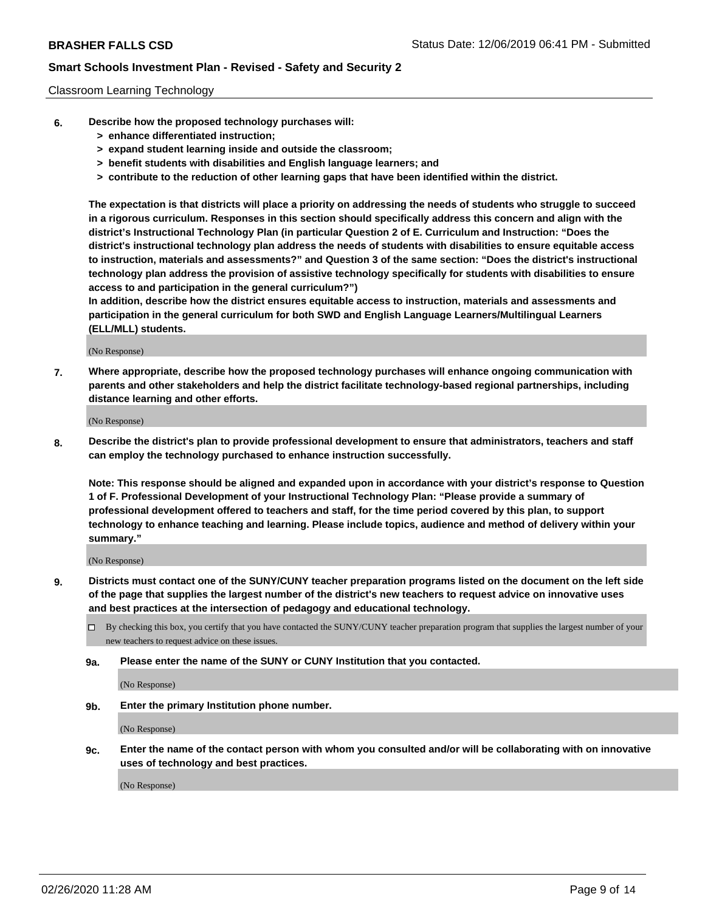Classroom Learning Technology

**6. Describe how the proposed technology purchases will:**

- **> enhance differentiated instruction;**
- **> expand student learning inside and outside the classroom;**
- **> benefit students with disabilities and English language learners; and**
- **> contribute to the reduction of other learning gaps that have been identified within the district.**

**The expectation is that districts will place a priority on addressing the needs of students who struggle to succeed in a rigorous curriculum. Responses in this section should specifically address this concern and align with the district's Instructional Technology Plan (in particular Question 2 of E. Curriculum and Instruction: "Does the district's instructional technology plan address the needs of students with disabilities to ensure equitable access to instruction, materials and assessments?" and Question 3 of the same section: "Does the district's instructional technology plan address the provision of assistive technology specifically for students with disabilities to ensure access to and participation in the general curriculum?")**

**In addition, describe how the district ensures equitable access to instruction, materials and assessments and participation in the general curriculum for both SWD and English Language Learners/Multilingual Learners (ELL/MLL) students.**

(No Response)

**7. Where appropriate, describe how the proposed technology purchases will enhance ongoing communication with parents and other stakeholders and help the district facilitate technology-based regional partnerships, including distance learning and other efforts.**

(No Response)

**8. Describe the district's plan to provide professional development to ensure that administrators, teachers and staff can employ the technology purchased to enhance instruction successfully.**

**Note: This response should be aligned and expanded upon in accordance with your district's response to Question 1 of F. Professional Development of your Instructional Technology Plan: "Please provide a summary of professional development offered to teachers and staff, for the time period covered by this plan, to support technology to enhance teaching and learning. Please include topics, audience and method of delivery within your summary."**

(No Response)

**9. Districts must contact one of the SUNY/CUNY teacher preparation programs listed on the document on the left side of the page that supplies the largest number of the district's new teachers to request advice on innovative uses and best practices at the intersection of pedagogy and educational technology.**

☐ By checking this box, you certify that you have contacted the SUNY/CUNY teacher preparation program that supplies the largest number of your new teachers to request advice on these issues.

**9a. Please enter the name of the SUNY or CUNY Institution that you contacted.**

(No Response)

**9b. Enter the primary Institution phone number.**

(No Response)

**9c. Enter the name of the contact person with whom you consulted and/or will be collaborating with on innovative uses of technology and best practices.**

(No Response)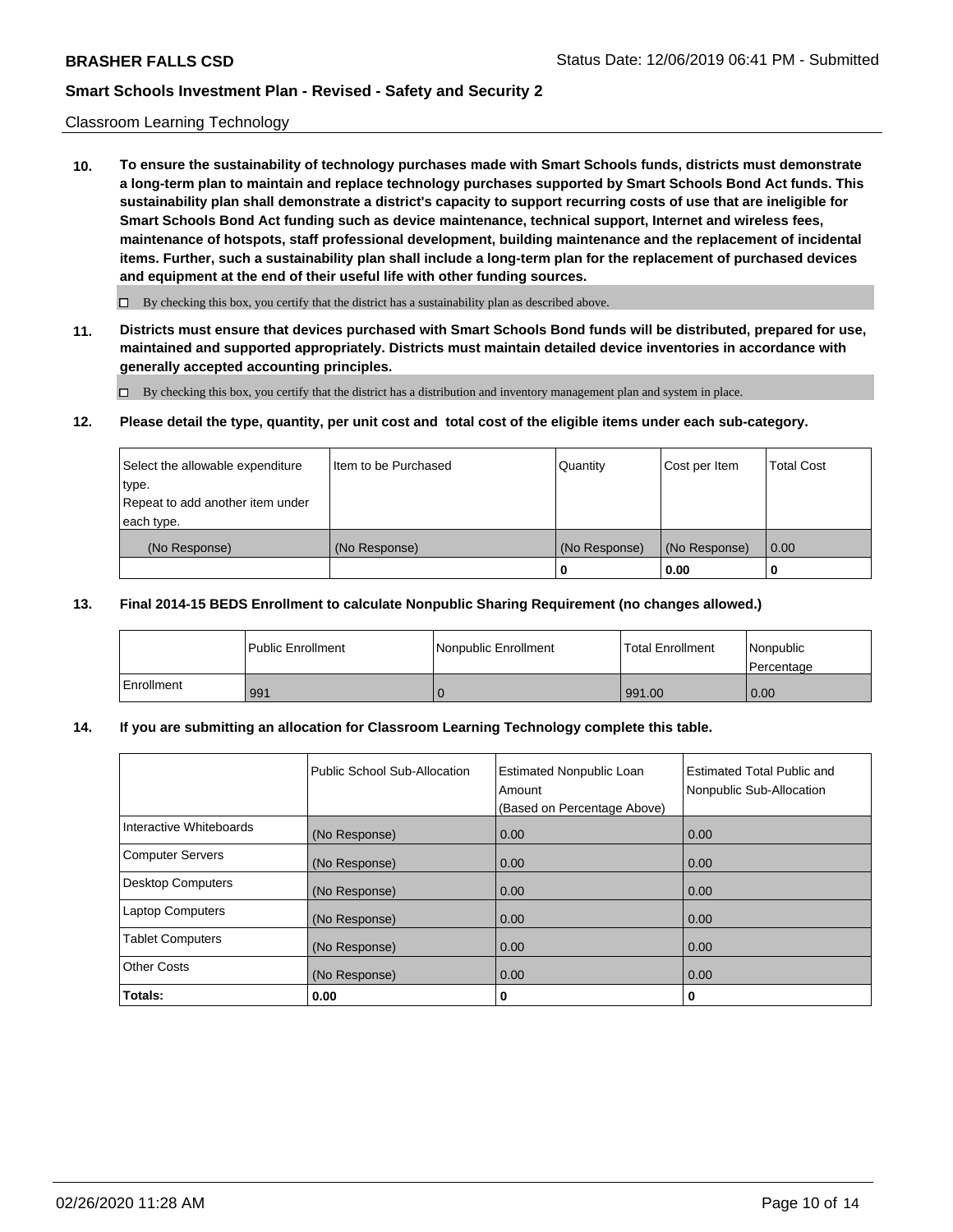Classroom Learning Technology

**10. To ensure the sustainability of technology purchases made with Smart Schools funds, districts must demonstrate a long-term plan to maintain and replace technology purchases supported by Smart Schools Bond Act funds. This sustainability plan shall demonstrate a district's capacity to support recurring costs of use that are ineligible for Smart Schools Bond Act funding such as device maintenance, technical support, Internet and wireless fees, maintenance of hotspots, staff professional development, building maintenance and the replacement of incidental items. Further, such a sustainability plan shall include a long-term plan for the replacement of purchased devices and equipment at the end of their useful life with other funding sources.**

☐ By checking this box, you certify that the district has a sustainability plan as described above.

**11. Districts must ensure that devices purchased with Smart Schools Bond funds will be distributed, prepared for use, maintained and supported appropriately. Districts must maintain detailed device inventories in accordance with generally accepted accounting principles.**

☐ By checking this box, you certify that the district has a distribution and inventory management plan and system in place.

**12. Please detail the type, quantity, per unit cost and total cost of the eligible items under each sub-category.**

| Select the allowable expenditure type. Repeat to add another item under each type. | Item to be Purchased | Quantity | Cost per Item | Total Cost |
|---|---|---|---|---|
| (No Response) | (No Response) | (No Response) | (No Response) | 0.00 |
| | | **0** | **0.00** | **0** |

**13. Final 2014-15 BEDS Enrollment to calculate Nonpublic Sharing Requirement (no changes allowed.)**

| | Public Enrollment | Nonpublic Enrollment | Total Enrollment | Nonpublic Percentage |
|---|---|---|---|---|
| Enrollment | 991 | 0 | 991.00 | 0.00 |

**14. If you are submitting an allocation for Classroom Learning Technology complete this table.**

| | Public School Sub-Allocation | Estimated Nonpublic Loan Amount (Based on Percentage Above) | Estimated Total Public and Nonpublic Sub-Allocation |
|---|---|---|---|
| Interactive Whiteboards | (No Response) | 0.00 | 0.00 |
| Computer Servers | (No Response) | 0.00 | 0.00 |
| Desktop Computers | (No Response) | 0.00 | 0.00 |
| Laptop Computers | (No Response) | 0.00 | 0.00 |
| Tablet Computers | (No Response) | 0.00 | 0.00 |
| Other Costs | (No Response) | 0.00 | 0.00 |
| **Totals:** | **0.00** | **0** | **0** |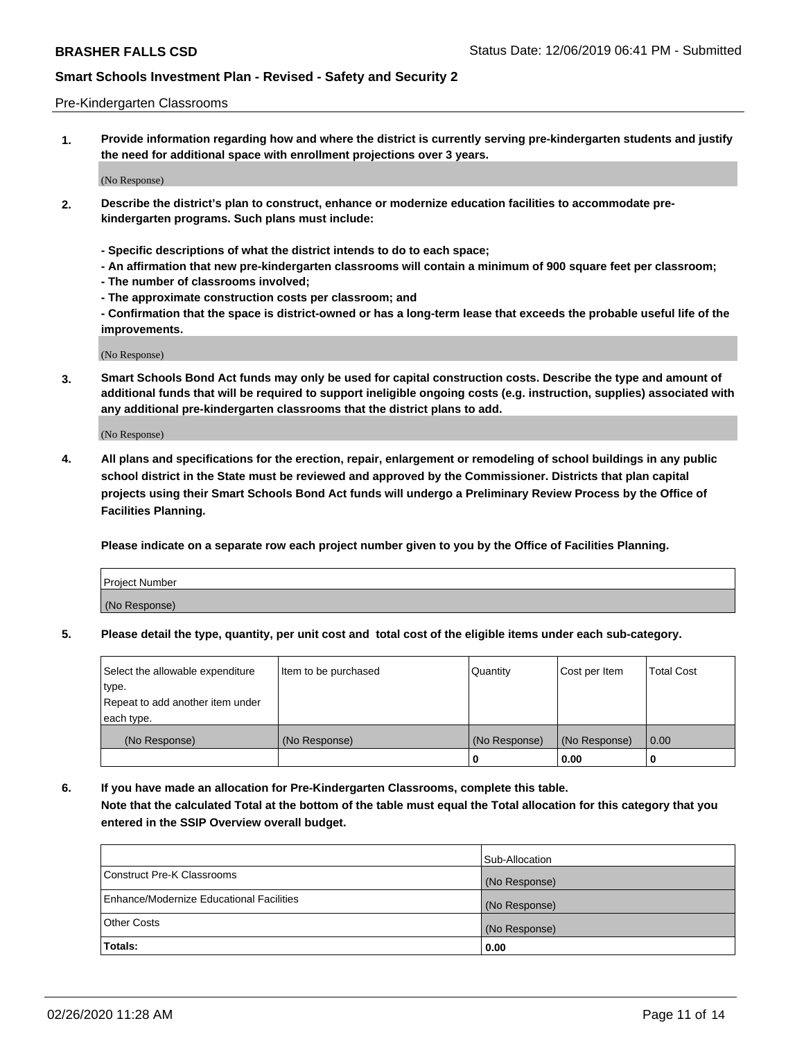Pre-Kindergarten Classrooms

**1. Provide information regarding how and where the district is currently serving pre-kindergarten students and justify the need for additional space with enrollment projections over 3 years.**

(No Response)

**2. Describe the district's plan to construct, enhance or modernize education facilities to accommodate pre-kindergarten programs. Such plans must include:**

**- Specific descriptions of what the district intends to do to each space;**
**- An affirmation that new pre-kindergarten classrooms will contain a minimum of 900 square feet per classroom;**
**- The number of classrooms involved;**
**- The approximate construction costs per classroom; and**
**- Confirmation that the space is district-owned or has a long-term lease that exceeds the probable useful life of the improvements.**

(No Response)

**3. Smart Schools Bond Act funds may only be used for capital construction costs. Describe the type and amount of additional funds that will be required to support ineligible ongoing costs (e.g. instruction, supplies) associated with any additional pre-kindergarten classrooms that the district plans to add.**

(No Response)

**4. All plans and specifications for the erection, repair, enlargement or remodeling of school buildings in any public school district in the State must be reviewed and approved by the Commissioner. Districts that plan capital projects using their Smart Schools Bond Act funds will undergo a Preliminary Review Process by the Office of Facilities Planning.**

**Please indicate on a separate row each project number given to you by the Office of Facilities Planning.**

| Project Number |
|---|
| (No Response) |

**5. Please detail the type, quantity, per unit cost and total cost of the eligible items under each sub-category.**

| Select the allowable expenditure type. Repeat to add another item under each type. | Item to be purchased | Quantity | Cost per Item | Total Cost |
|---|---|---|---|---|
| (No Response) | (No Response) | (No Response) | (No Response) | 0.00 |
| | | 0 | 0.00 | 0 |

**6. If you have made an allocation for Pre-Kindergarten Classrooms, complete this table.**
**Note that the calculated Total at the bottom of the table must equal the Total allocation for this category that you entered in the SSIP Overview overall budget.**

| | Sub-Allocation |
|---|---|
| Construct Pre-K Classrooms | (No Response) |
| Enhance/Modernize Educational Facilities | (No Response) |
| Other Costs | (No Response) |
| **Totals:** | **0.00** |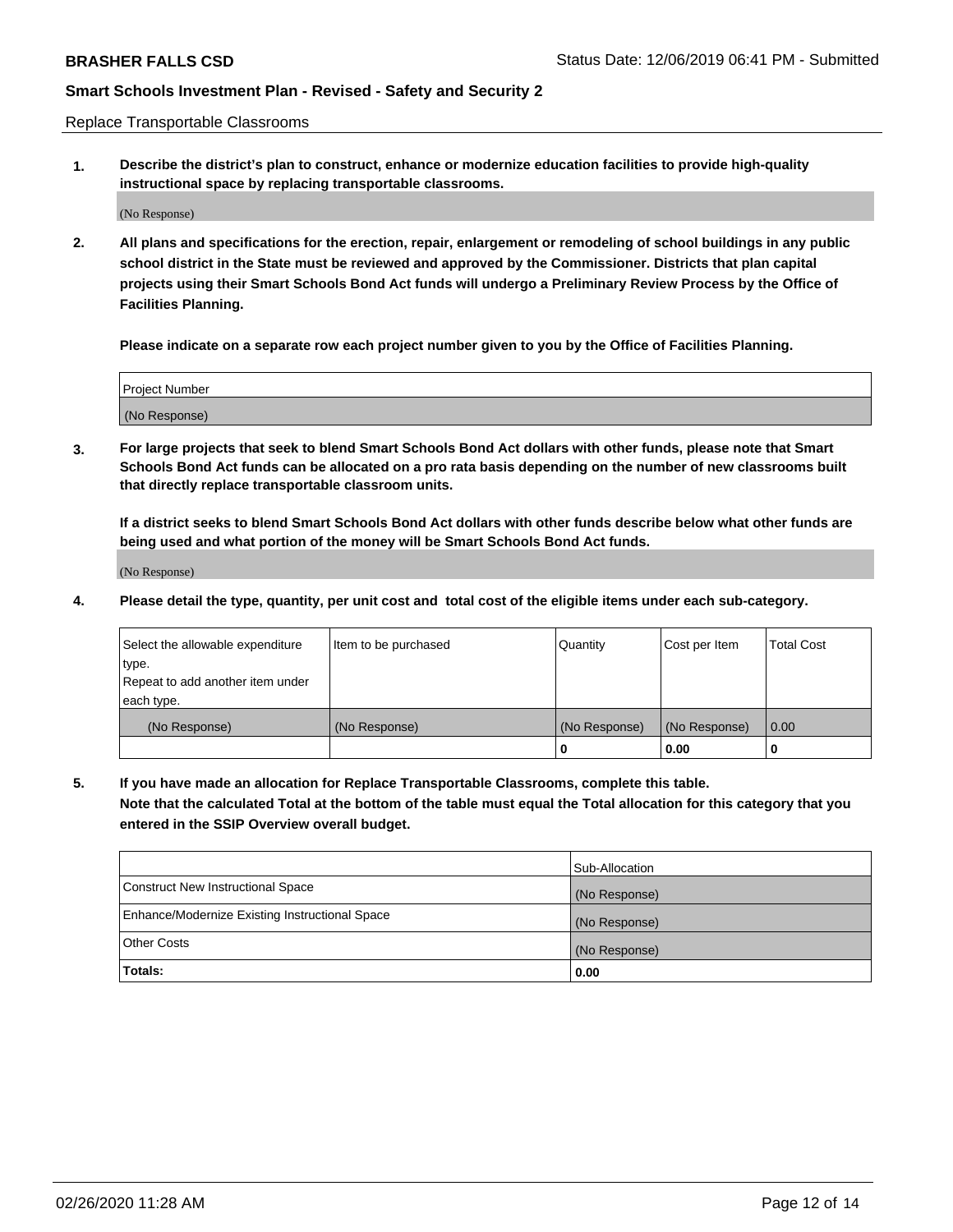Replace Transportable Classrooms

**1. Describe the district's plan to construct, enhance or modernize education facilities to provide high-quality instructional space by replacing transportable classrooms.**

(No Response)

**2. All plans and specifications for the erection, repair, enlargement or remodeling of school buildings in any public school district in the State must be reviewed and approved by the Commissioner. Districts that plan capital projects using their Smart Schools Bond Act funds will undergo a Preliminary Review Process by the Office of Facilities Planning.**

**Please indicate on a separate row each project number given to you by the Office of Facilities Planning.**

| Project Number |
|---|
| (No Response) |

**3. For large projects that seek to blend Smart Schools Bond Act dollars with other funds, please note that Smart Schools Bond Act funds can be allocated on a pro rata basis depending on the number of new classrooms built that directly replace transportable classroom units.**

**If a district seeks to blend Smart Schools Bond Act dollars with other funds describe below what other funds are being used and what portion of the money will be Smart Schools Bond Act funds.**

(No Response)

**4. Please detail the type, quantity, per unit cost and total cost of the eligible items under each sub-category.**

| Select the allowable expenditure type. Repeat to add another item under each type. | Item to be purchased | Quantity | Cost per Item | Total Cost |
|---|---|---|---|---|
| (No Response) | (No Response) | (No Response) | (No Response) | 0.00 |
| | | **0** | **0.00** | **0** |

**5. If you have made an allocation for Replace Transportable Classrooms, complete this table. Note that the calculated Total at the bottom of the table must equal the Total allocation for this category that you entered in the SSIP Overview overall budget.**

| | Sub-Allocation |
|---|---|
| Construct New Instructional Space | (No Response) |
| Enhance/Modernize Existing Instructional Space | (No Response) |
| Other Costs | (No Response) |
| **Totals:** | **0.00** |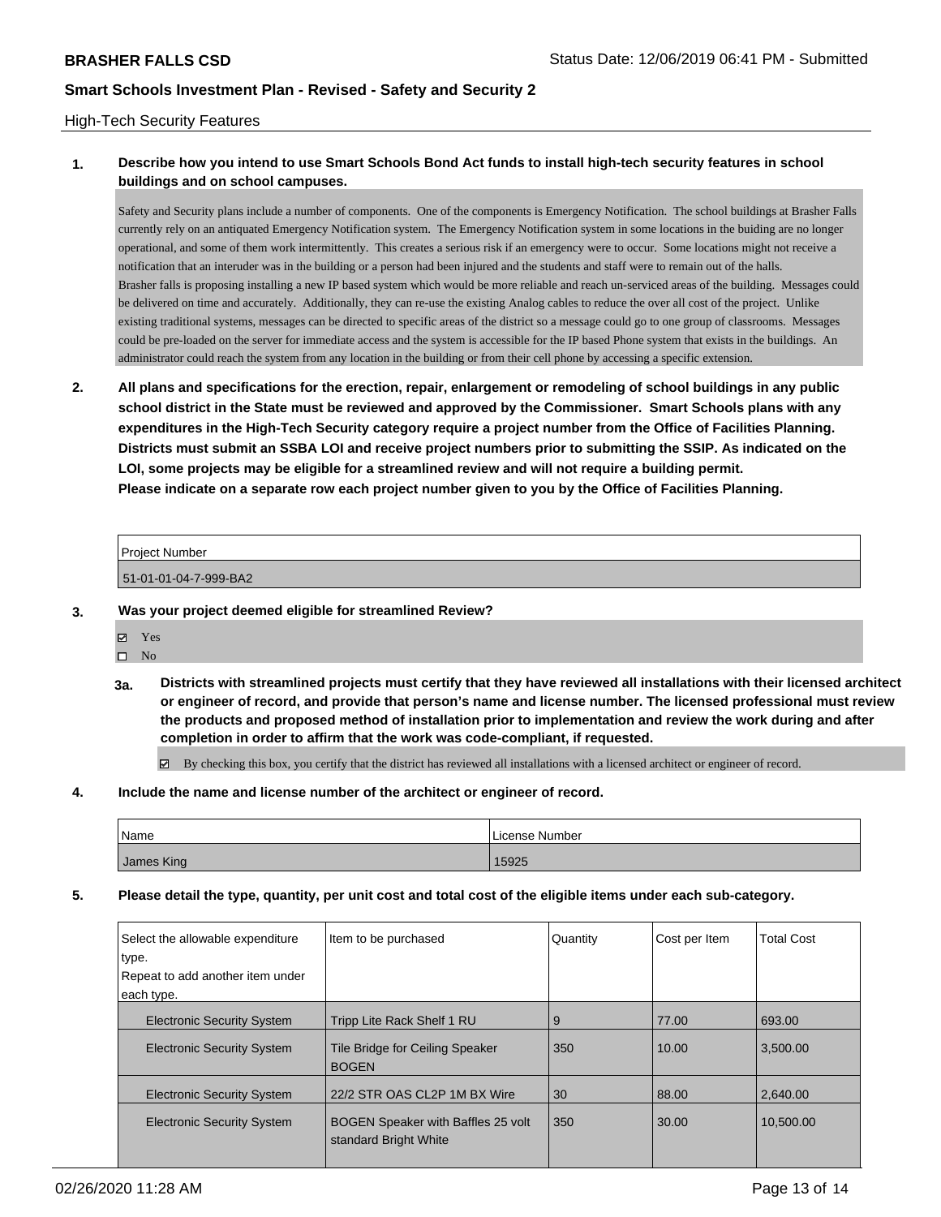## High-Tech Security Features

**1. Describe how you intend to use Smart Schools Bond Act funds to install high-tech security features in school buildings and on school campuses.**

Safety and Security plans include a number of components. One of the components is Emergency Notification. The school buildings at Brasher Falls currently rely on an antiquated Emergency Notification system. The Emergency Notification system in some locations in the buiding are no longer operational, and some of them work intermittently. This creates a serious risk if an emergency were to occur. Some locations might not receive a notification that an interuder was in the building or a person had been injured and the students and staff were to remain out of the halls.
Brasher falls is proposing installing a new IP based system which would be more reliable and reach un-serviced areas of the building. Messages could be delivered on time and accurately. Additionally, they can re-use the existing Analog cables to reduce the over all cost of the project. Unlike existing traditional systems, messages can be directed to specific areas of the district so a message could go to one group of classrooms. Messages could be pre-loaded on the server for immediate access and the system is accessible for the IP based Phone system that exists in the buildings. An administrator could reach the system from any location in the building or from their cell phone by accessing a specific extension.

**2. All plans and specifications for the erection, repair, enlargement or remodeling of school buildings in any public school district in the State must be reviewed and approved by the Commissioner. Smart Schools plans with any expenditures in the High-Tech Security category require a project number from the Office of Facilities Planning. Districts must submit an SSBA LOI and receive project numbers prior to submitting the SSIP. As indicated on the LOI, some projects may be eligible for a streamlined review and will not require a building permit.**
**Please indicate on a separate row each project number given to you by the Office of Facilities Planning.**

| Project Number |
|---|
| 51-01-01-04-7-999-BA2 |

**3. Was your project deemed eligible for streamlined Review?**

- ☑ Yes
- ☐ No

**3a. Districts with streamlined projects must certify that they have reviewed all installations with their licensed architect or engineer of record, and provide that person's name and license number. The licensed professional must review the products and proposed method of installation prior to implementation and review the work during and after completion in order to affirm that the work was code-compliant, if requested.**

☑ By checking this box, you certify that the district has reviewed all installations with a licensed architect or engineer of record.

**4. Include the name and license number of the architect or engineer of record.**

| Name | License Number |
|---|---|
| James King | 15925 |

**5. Please detail the type, quantity, per unit cost and total cost of the eligible items under each sub-category.**

| Select the allowable expenditure type. Repeat to add another item under each type. | Item to be purchased | Quantity | Cost per Item | Total Cost |
|---|---|---|---|---|
| Electronic Security System | Tripp Lite Rack Shelf 1 RU | 9 | 77.00 | 693.00 |
| Electronic Security System | Tile Bridge for Ceiling Speaker BOGEN | 350 | 10.00 | 3,500.00 |
| Electronic Security System | 22/2 STR OAS CL2P 1M BX Wire | 30 | 88.00 | 2,640.00 |
| Electronic Security System | BOGEN Speaker with Baffles 25 volt standard Bright White | 350 | 30.00 | 10,500.00 |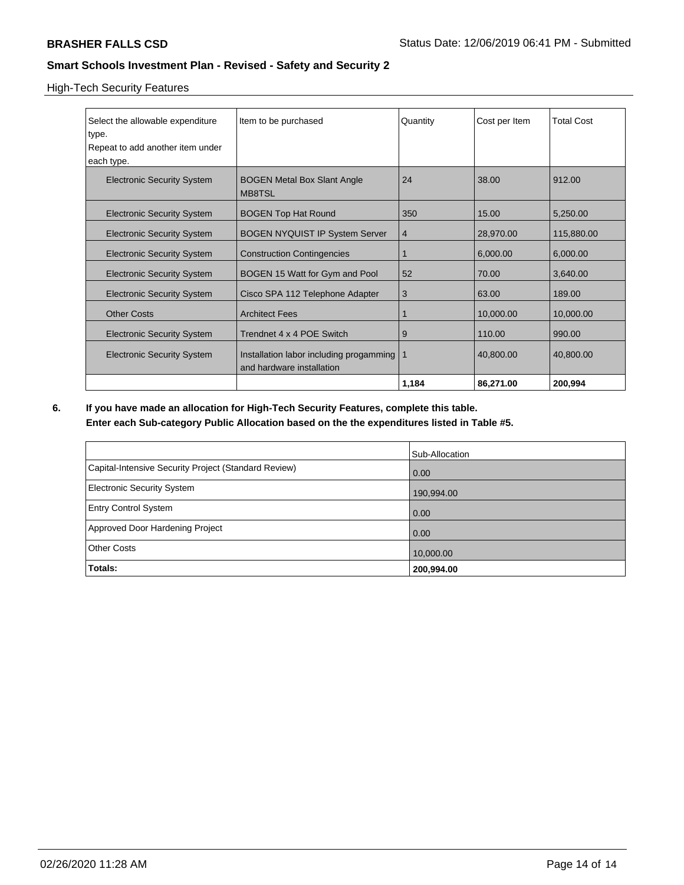High-Tech Security Features

| Select the allowable expenditure type. Repeat to add another item under each type. | Item to be purchased | Quantity | Cost per Item | Total Cost |
|---|---|---|---|---|
| Electronic Security System | BOGEN Metal Box Slant Angle MB8TSL | 24 | 38.00 | 912.00 |
| Electronic Security System | BOGEN Top Hat Round | 350 | 15.00 | 5,250.00 |
| Electronic Security System | BOGEN NYQUIST IP System Server | 4 | 28,970.00 | 115,880.00 |
| Electronic Security System | Construction Contingencies | 1 | 6,000.00 | 6,000.00 |
| Electronic Security System | BOGEN 15 Watt for Gym and Pool | 52 | 70.00 | 3,640.00 |
| Electronic Security System | Cisco SPA 112 Telephone Adapter | 3 | 63.00 | 189.00 |
| Other Costs | Architect Fees | 1 | 10,000.00 | 10,000.00 |
| Electronic Security System | Trendnet 4 x 4 POE Switch | 9 | 110.00 | 990.00 |
| Electronic Security System | Installation labor including progamming and hardware installation | 1 | 40,800.00 | 40,800.00 |
| | | **1,184** | **86,271.00** | **200,994** |

**6. If you have made an allocation for High-Tech Security Features, complete this table. Enter each Sub-category Public Allocation based on the the expenditures listed in Table #5.**

| | Sub-Allocation |
|---|---|
| Capital-Intensive Security Project (Standard Review) | 0.00 |
| Electronic Security System | 190,994.00 |
| Entry Control System | 0.00 |
| Approved Door Hardening Project | 0.00 |
| Other Costs | 10,000.00 |
| **Totals:** | **200,994.00** |